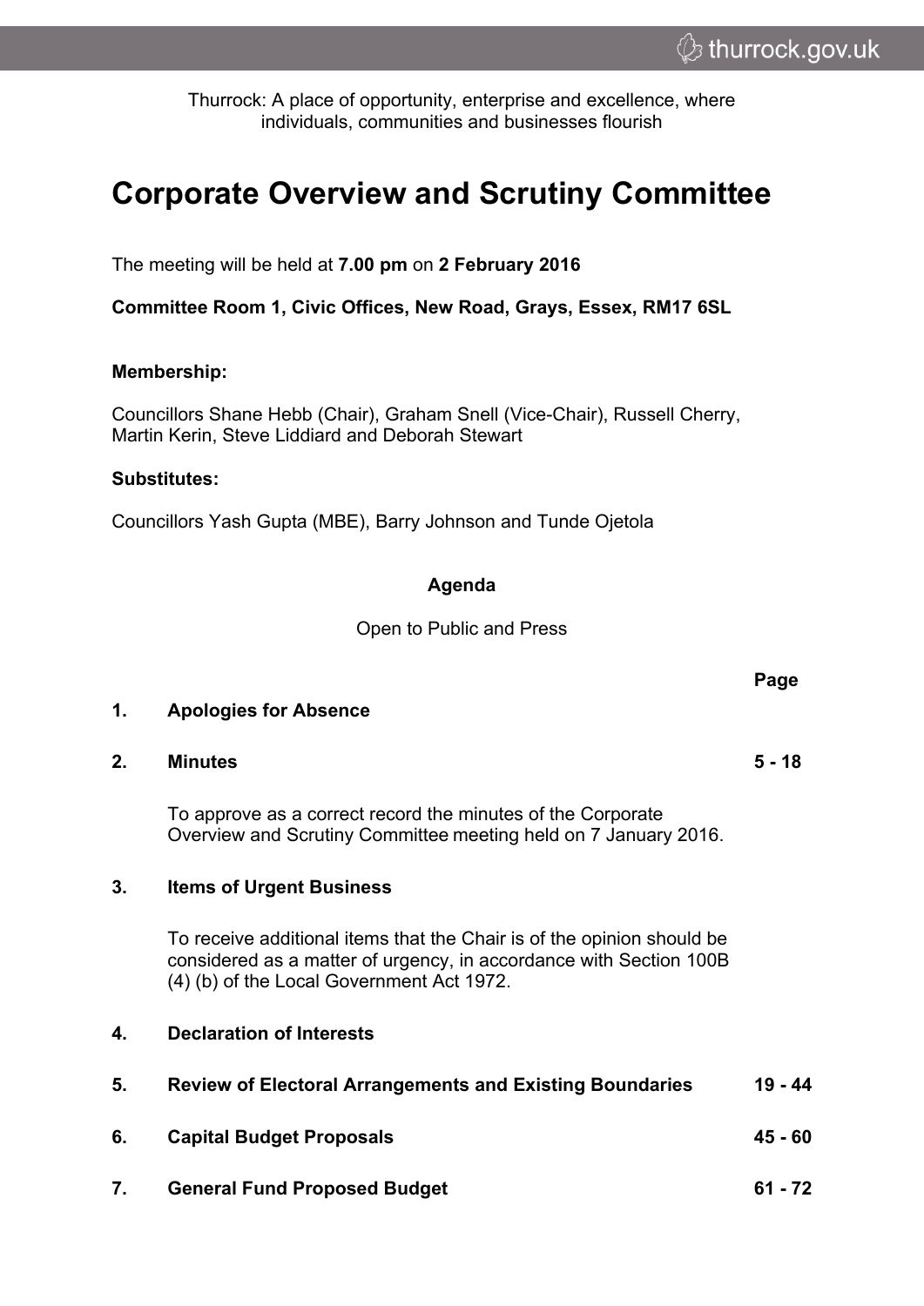Thurrock: A place of opportunity, enterprise and excellence, where individuals, communities and businesses flourish

# Corporate Overview and Scrutiny Committee

The meeting will be held at **7.00 pm** on **2 February 2016**

**Committee Room 1, Civic Offices, New Road, Grays, Essex, RM17 6SL**

**Membership:**

Councillors Shane Hebb (Chair), Graham Snell (Vice-Chair), Russell Cherry, Martin Kerin, Steve Liddiard and Deborah Stewart

**Substitutes:**

Councillors Yash Gupta (MBE), Barry Johnson and Tunde Ojetola

**Agenda**

Open to Public and Press

| | | Page |
|---|---|---|
| 1. | **Apologies for Absence** | |
| 2. | **Minutes**<br><br>To approve as a correct record the minutes of the Corporate Overview and Scrutiny Committee meeting held on 7 January 2016. | 5 - 18 |
| 3. | **Items of Urgent Business**<br><br>To receive additional items that the Chair is of the opinion should be considered as a matter of urgency, in accordance with Section 100B (4) (b) of the Local Government Act 1972. | |
| 4. | **Declaration of Interests** | |
| 5. | **Review of Electoral Arrangements and Existing Boundaries** | 19 - 44 |
| 6. | **Capital Budget Proposals** | 45 - 60 |
| 7. | **General Fund Proposed Budget** | 61 - 72 |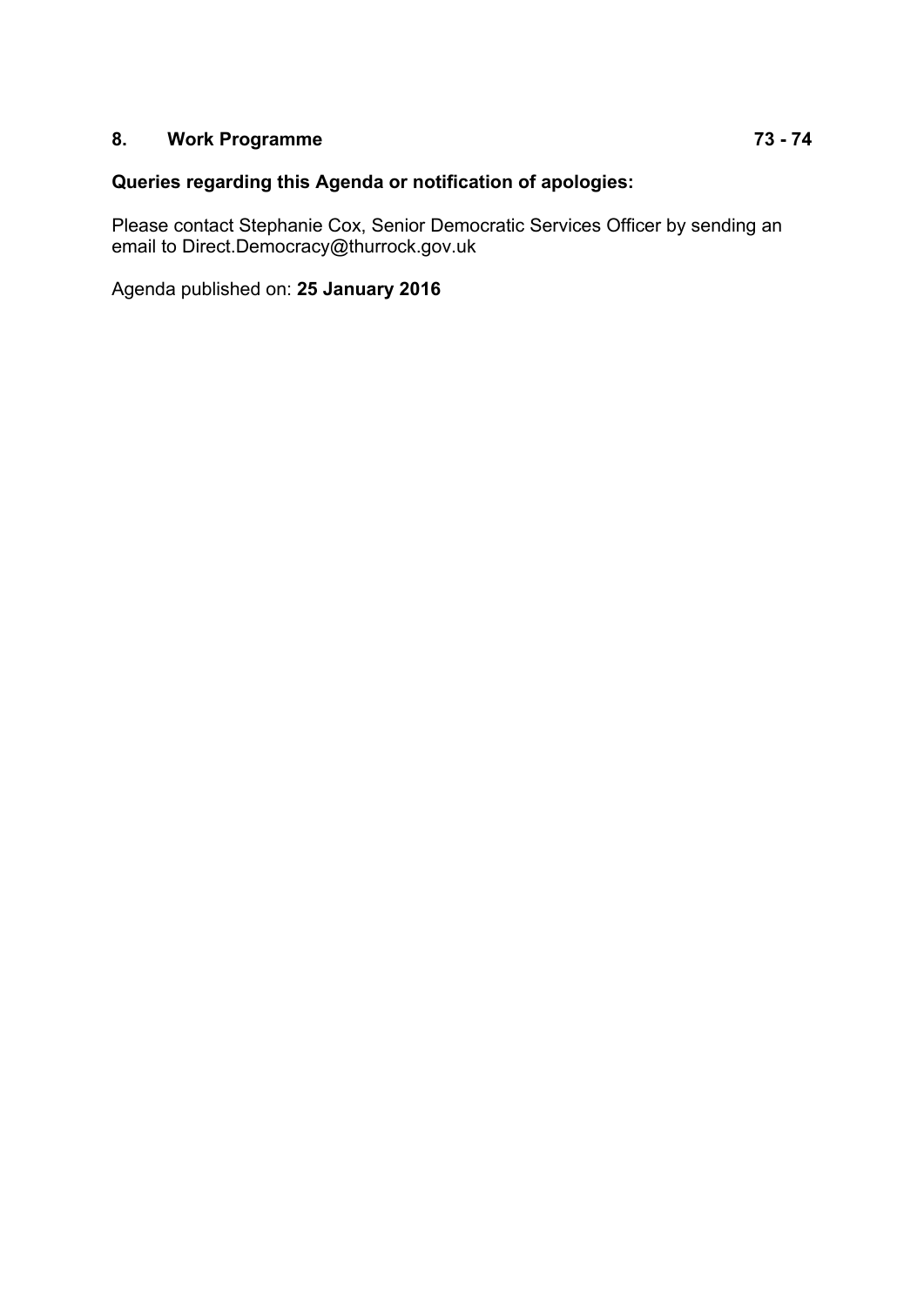**8. Work Programme** **73 - 74**

**Queries regarding this Agenda or notification of apologies:**

Please contact Stephanie Cox, Senior Democratic Services Officer by sending an email to Direct.Democracy@thurrock.gov.uk

Agenda published on: **25 January 2016**